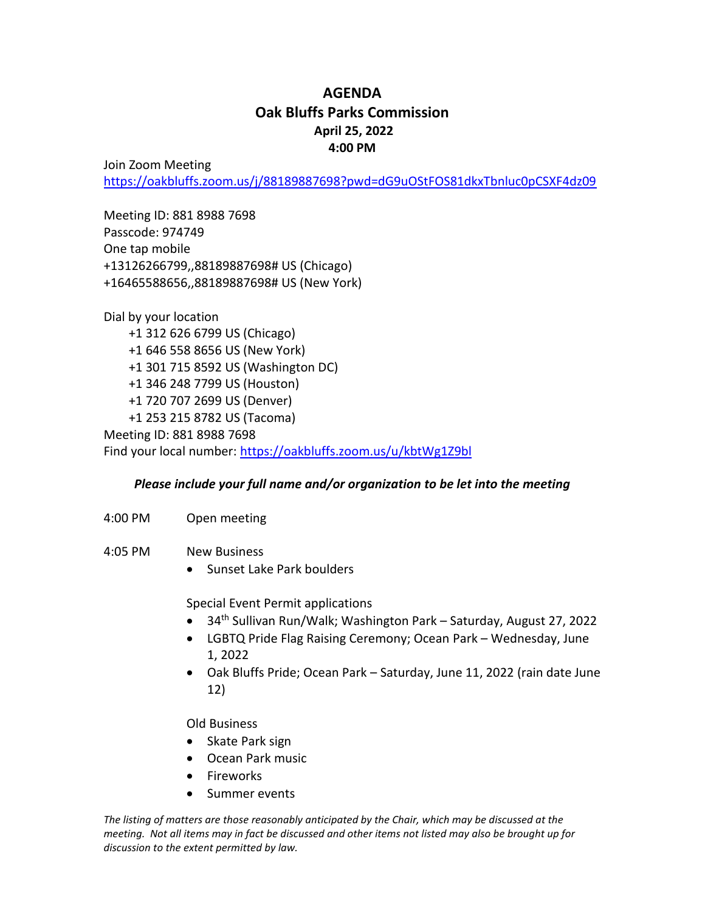# AGENDA

## Oak Bluffs Parks Commission

**April 25, 2022**

**4:00 PM**

Join Zoom Meeting
https://oakbluffs.zoom.us/j/88189887698?pwd=dG9uOStFOS81dkxTbnluc0pCSXF4dz09

Meeting ID: 881 8988 7698
Passcode: 974749
One tap mobile
+13126266799,,88189887698# US (Chicago)
+16465588656,,88189887698# US (New York)

Dial by your location
+1 312 626 6799 US (Chicago)
+1 646 558 8656 US (New York)
+1 301 715 8592 US (Washington DC)
+1 346 248 7799 US (Houston)
+1 720 707 2699 US (Denver)
+1 253 215 8782 US (Tacoma)
Meeting ID: 881 8988 7698
Find your local number: https://oakbluffs.zoom.us/u/kbtWg1Z9bl

***Please include your full name and/or organization to be let into the meeting***

4:00 PM Open meeting

4:05 PM New Business

- Sunset Lake Park boulders

Special Event Permit applications

- 34th Sullivan Run/Walk; Washington Park – Saturday, August 27, 2022
- LGBTQ Pride Flag Raising Ceremony; Ocean Park – Wednesday, June 1, 2022
- Oak Bluffs Pride; Ocean Park – Saturday, June 11, 2022 (rain date June 12)

Old Business

- Skate Park sign
- Ocean Park music
- Fireworks
- Summer events

*The listing of matters are those reasonably anticipated by the Chair, which may be discussed at the meeting. Not all items may in fact be discussed and other items not listed may also be brought up for discussion to the extent permitted by law.*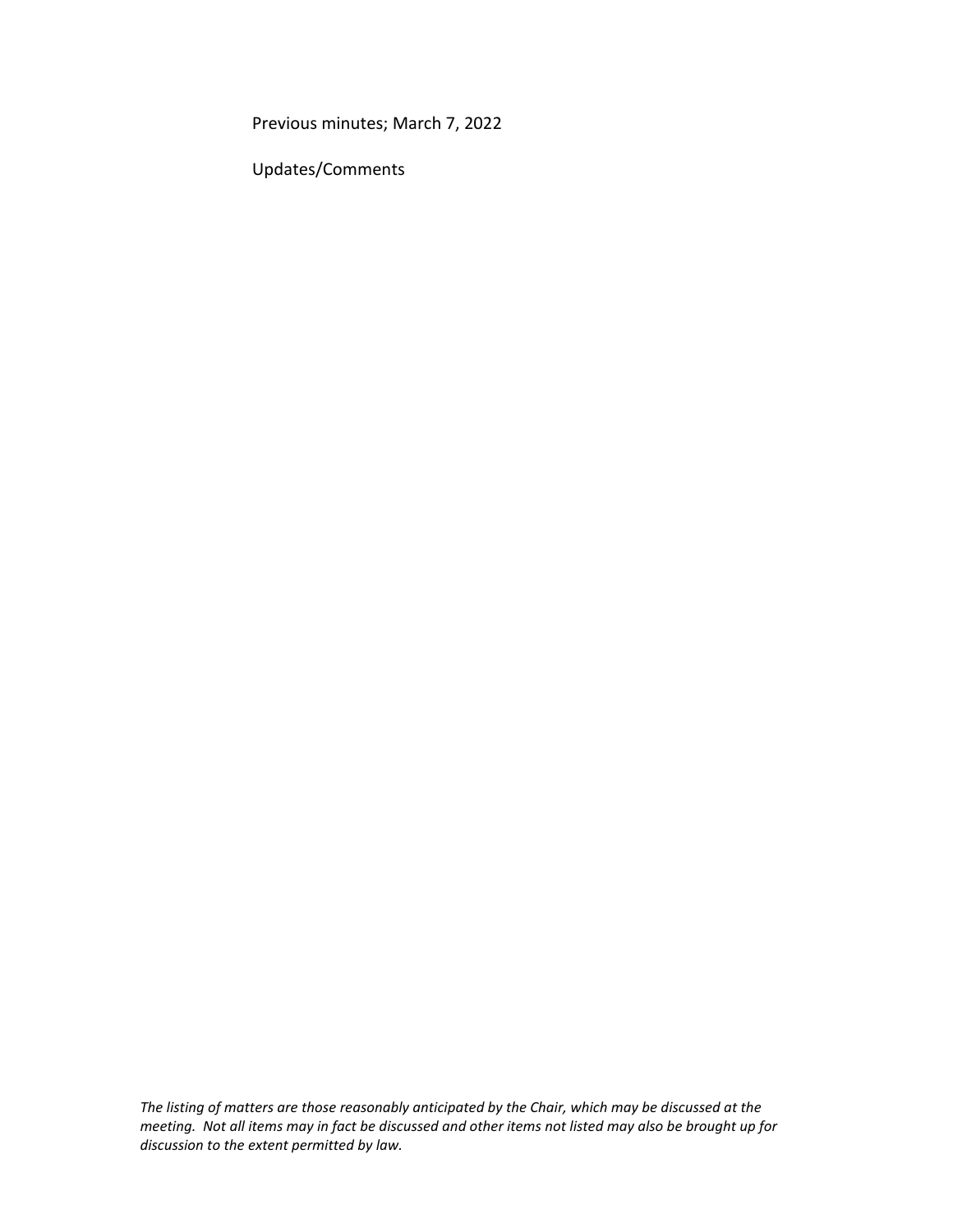Previous minutes; March 7, 2022

Updates/Comments

*The listing of matters are those reasonably anticipated by the Chair, which may be discussed at the meeting. Not all items may in fact be discussed and other items not listed may also be brought up for discussion to the extent permitted by law.*